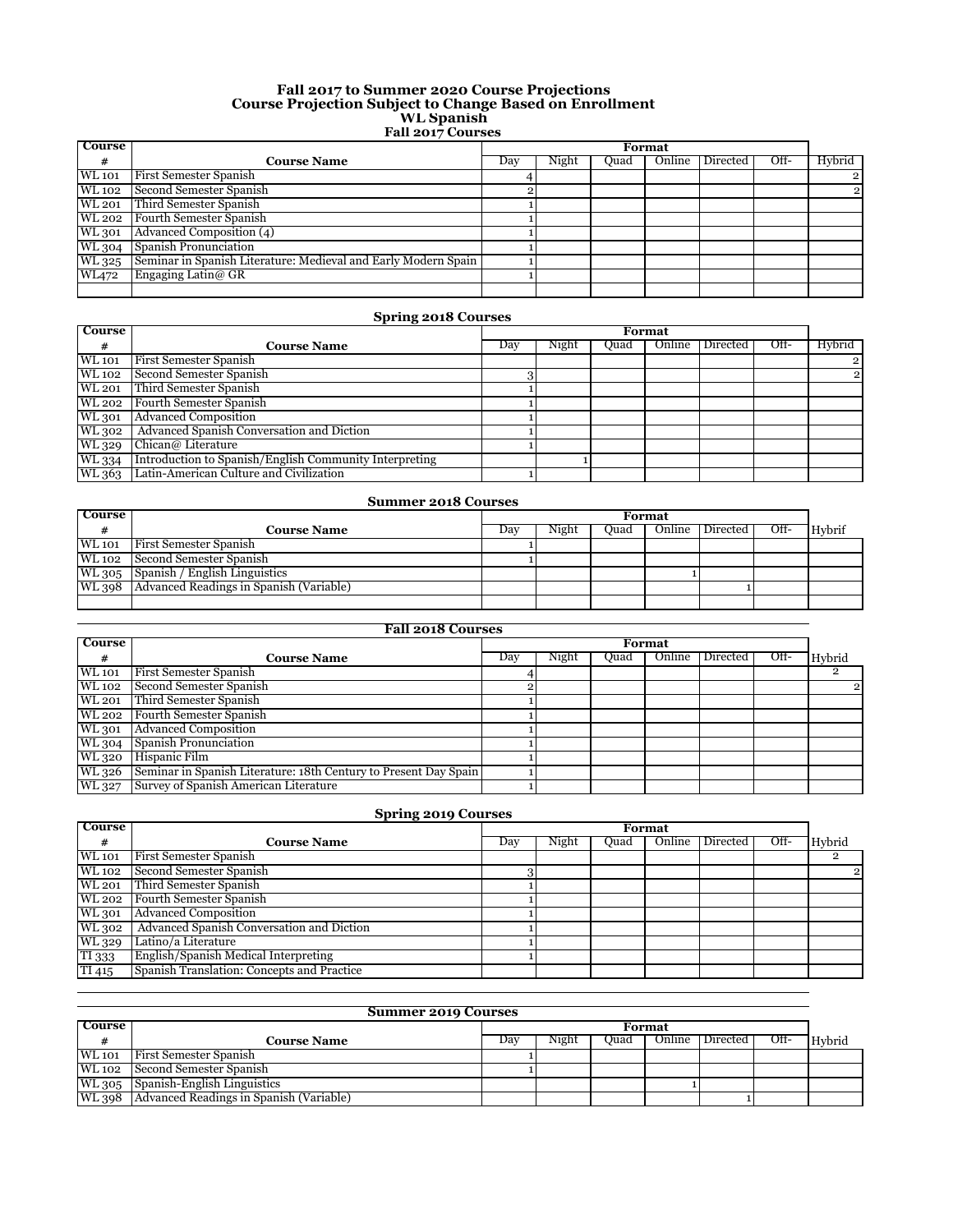# Fall 2017 to Summer 2020 Course Projections
## Course Projection Subject to Change Based on Enrollment
## WL Spanish

### Fall 2017 Courses

| Course # | Course Name | Format Day | Night | Quad | Online | Directed | Off- | Hybrid |
|---|---|---|---|---|---|---|---|---|
| WL 101 | First Semester Spanish | 4 | | | | | | 2 |
| WL 102 | Second Semester Spanish | 2 | | | | | | 2 |
| WL 201 | Third Semester Spanish | 1 | | | | | | |
| WL 202 | Fourth Semester Spanish | 1 | | | | | | |
| WL 301 | Advanced Composition (4) | 1 | | | | | | |
| WL 304 | Spanish Pronunciation | 1 | | | | | | |
| WL 325 | Seminar in Spanish Literature: Medieval and Early Modern Spain | 1 | | | | | | |
| WL472 | Engaging Latin@ GR | 1 | | | | | | |
| | | | | | | | | |

### Spring 2018 Courses

| Course # | Course Name | Format Day | Night | Quad | Online | Directed | Off- | Hybrid |
|---|---|---|---|---|---|---|---|---|
| WL 101 | First Semester Spanish | | | | | | | 2 |
| WL 102 | Second Semester Spanish | 3 | | | | | | 2 |
| WL 201 | Third Semester Spanish | 1 | | | | | | |
| WL 202 | Fourth Semester Spanish | 1 | | | | | | |
| WL 301 | Advanced Composition | 1 | | | | | | |
| WL 302 | Advanced Spanish Conversation and Diction | 1 | | | | | | |
| WL 329 | Chican@ Literature | 1 | | | | | | |
| WL 334 | Introduction to Spanish/English Community Interpreting | | 1 | | | | | |
| WL 363 | Latin-American Culture and Civilization | 1 | | | | | | |

### Summer 2018 Courses

| Course # | Course Name | Format Day | Night | Quad | Online | Directed | Off- | Hybrif |
|---|---|---|---|---|---|---|---|---|
| WL 101 | First Semester Spanish | 1 | | | | | | |
| WL 102 | Second Semester Spanish | 1 | | | | | | |
| WL 305 | Spanish / English Linguistics | | | | 1 | | | |
| WL 398 | Advanced Readings in Spanish (Variable) | | | | | 1 | | |
| | | | | | | | | |

### Fall 2018 Courses

| Course # | Course Name | Format Day | Night | Quad | Online | Directed | Off- | Hybrid |
|---|---|---|---|---|---|---|---|---|
| WL 101 | First Semester Spanish | 4 | | | | | | 2 |
| WL 102 | Second Semester Spanish | 2 | | | | | | 2 |
| WL 201 | Third Semester Spanish | 1 | | | | | | |
| WL 202 | Fourth Semester Spanish | 1 | | | | | | |
| WL 301 | Advanced Composition | 1 | | | | | | |
| WL 304 | Spanish Pronunciation | 1 | | | | | | |
| WL 320 | Hispanic Film | 1 | | | | | | |
| WL 326 | Seminar in Spanish Literature: 18th Century to Present Day Spain | 1 | | | | | | |
| WL 327 | Survey of Spanish American Literature | 1 | | | | | | |

### Spring 2019 Courses

| Course # | Course Name | Format Day | Night | Quad | Online | Directed | Off- | Hybrid |
|---|---|---|---|---|---|---|---|---|
| WL 101 | First Semester Spanish | | | | | | | 2 |
| WL 102 | Second Semester Spanish | 3 | | | | | | 2 |
| WL 201 | Third Semester Spanish | 1 | | | | | | |
| WL 202 | Fourth Semester Spanish | 1 | | | | | | |
| WL 301 | Advanced Composition | 1 | | | | | | |
| WL 302 | Advanced Spanish Conversation and Diction | 1 | | | | | | |
| WL 329 | Latino/a Literature | 1 | | | | | | |
| TI 333 | English/Spanish Medical Interpreting | 1 | | | | | | |
| TI 415 | Spanish Translation: Concepts and Practice | | | | | | | |

### Summer 2019 Courses

| Course # | Course Name | Format Day | Night | Quad | Online | Directed | Off- | Hybrid |
|---|---|---|---|---|---|---|---|---|
| WL 101 | First Semester Spanish | 1 | | | | | | |
| WL 102 | Second Semester Spanish | 1 | | | | | | |
| WL 305 | Spanish-English Linguistics | | | | 1 | | | |
| WL 398 | Advanced Readings in Spanish (Variable) | | | | | 1 | | |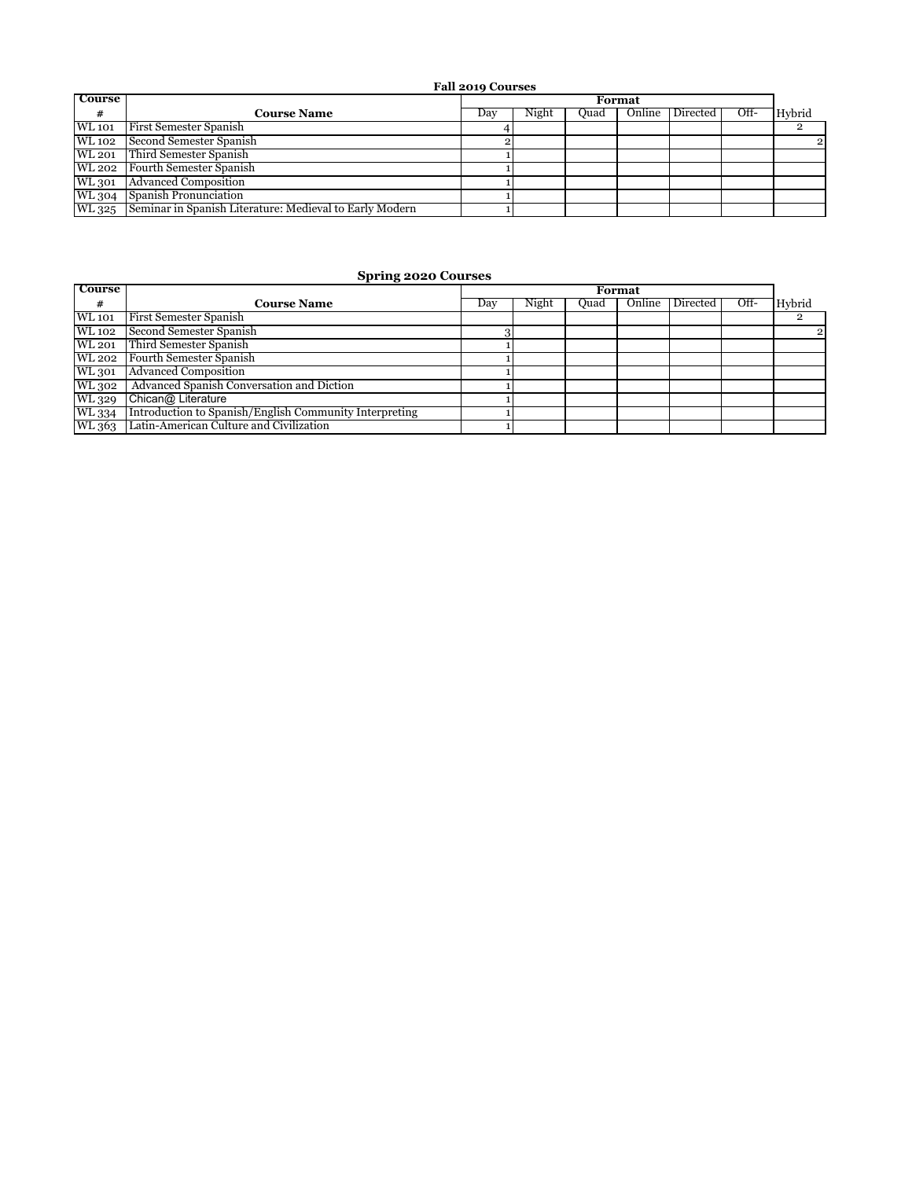**Fall 2019 Courses**

| Course # | Course Name | Format | | | | | | |
|---|---|---|---|---|---|---|---|---|
| | | Day | Night | Quad | Online | Directed | Off- | Hybrid |
| WL 101 | First Semester Spanish | 4 | | | | | | 2 |
| WL 102 | Second Semester Spanish | 2 | | | | | | 2 |
| WL 201 | Third Semester Spanish | 1 | | | | | | |
| WL 202 | Fourth Semester Spanish | 1 | | | | | | |
| WL 301 | Advanced Composition | 1 | | | | | | |
| WL 304 | Spanish Pronunciation | 1 | | | | | | |
| WL 325 | Seminar in Spanish Literature: Medieval to Early Modern | 1 | | | | | | |

**Spring 2020 Courses**

| Course # | Course Name | Format | | | | | | |
|---|---|---|---|---|---|---|---|---|
| | | Day | Night | Quad | Online | Directed | Off- | Hybrid |
| WL 101 | First Semester Spanish | | | | | | | 2 |
| WL 102 | Second Semester Spanish | 3 | | | | | | 2 |
| WL 201 | Third Semester Spanish | 1 | | | | | | |
| WL 202 | Fourth Semester Spanish | 1 | | | | | | |
| WL 301 | Advanced Composition | 1 | | | | | | |
| WL 302 | Advanced Spanish Conversation and Diction | 1 | | | | | | |
| WL 329 | Chican@ Literature | 1 | | | | | | |
| WL 334 | Introduction to Spanish/English Community Interpreting | 1 | | | | | | |
| WL 363 | Latin-American Culture and Civilization | 1 | | | | | | |